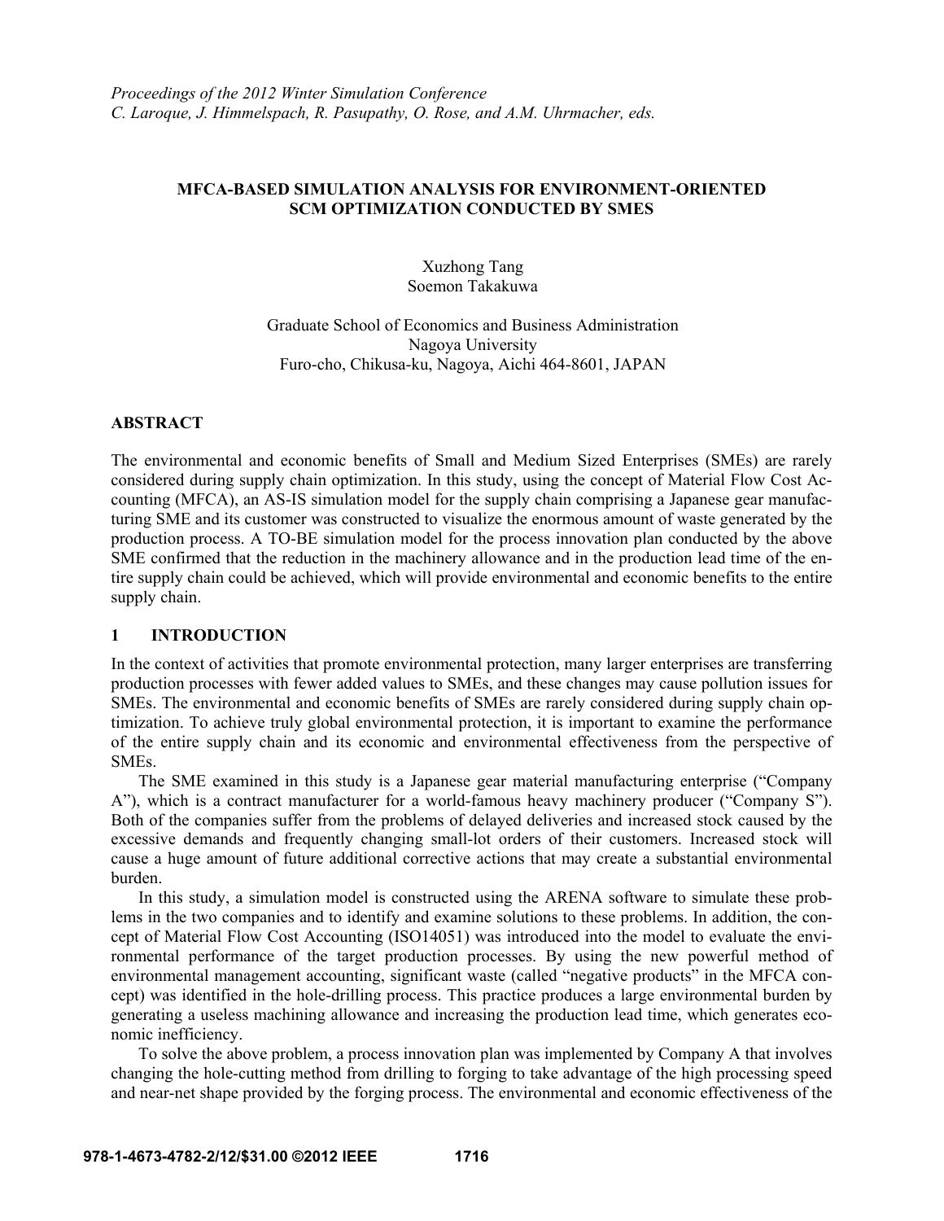*Proceedings of the 2012 Winter Simulation Conference*
*C. Laroque, J. Himmelspach, R. Pasupathy, O. Rose, and A.M. Uhrmacher, eds.*

# MFCA-BASED SIMULATION ANALYSIS FOR ENVIRONMENT-ORIENTED SCM OPTIMIZATION CONDUCTED BY SMES

Xuzhong Tang
Soemon Takakuwa

Graduate School of Economics and Business Administration
Nagoya University
Furo-cho, Chikusa-ku, Nagoya, Aichi 464-8601, JAPAN

## ABSTRACT

The environmental and economic benefits of Small and Medium Sized Enterprises (SMEs) are rarely considered during supply chain optimization. In this study, using the concept of Material Flow Cost Accounting (MFCA), an AS-IS simulation model for the supply chain comprising a Japanese gear manufacturing SME and its customer was constructed to visualize the enormous amount of waste generated by the production process. A TO-BE simulation model for the process innovation plan conducted by the above SME confirmed that the reduction in the machinery allowance and in the production lead time of the entire supply chain could be achieved, which will provide environmental and economic benefits to the entire supply chain.

## 1 INTRODUCTION

In the context of activities that promote environmental protection, many larger enterprises are transferring production processes with fewer added values to SMEs, and these changes may cause pollution issues for SMEs. The environmental and economic benefits of SMEs are rarely considered during supply chain optimization. To achieve truly global environmental protection, it is important to examine the performance of the entire supply chain and its economic and environmental effectiveness from the perspective of SMEs.

The SME examined in this study is a Japanese gear material manufacturing enterprise ("Company A"), which is a contract manufacturer for a world-famous heavy machinery producer ("Company S"). Both of the companies suffer from the problems of delayed deliveries and increased stock caused by the excessive demands and frequently changing small-lot orders of their customers. Increased stock will cause a huge amount of future additional corrective actions that may create a substantial environmental burden.

In this study, a simulation model is constructed using the ARENA software to simulate these problems in the two companies and to identify and examine solutions to these problems. In addition, the concept of Material Flow Cost Accounting (ISO14051) was introduced into the model to evaluate the environmental performance of the target production processes. By using the new powerful method of environmental management accounting, significant waste (called "negative products" in the MFCA concept) was identified in the hole-drilling process. This practice produces a large environmental burden by generating a useless machining allowance and increasing the production lead time, which generates economic inefficiency.

To solve the above problem, a process innovation plan was implemented by Company A that involves changing the hole-cutting method from drilling to forging to take advantage of the high processing speed and near-net shape provided by the forging process. The environmental and economic effectiveness of the

**978-1-4673-4782-2/12/$31.00 ©2012 IEEE**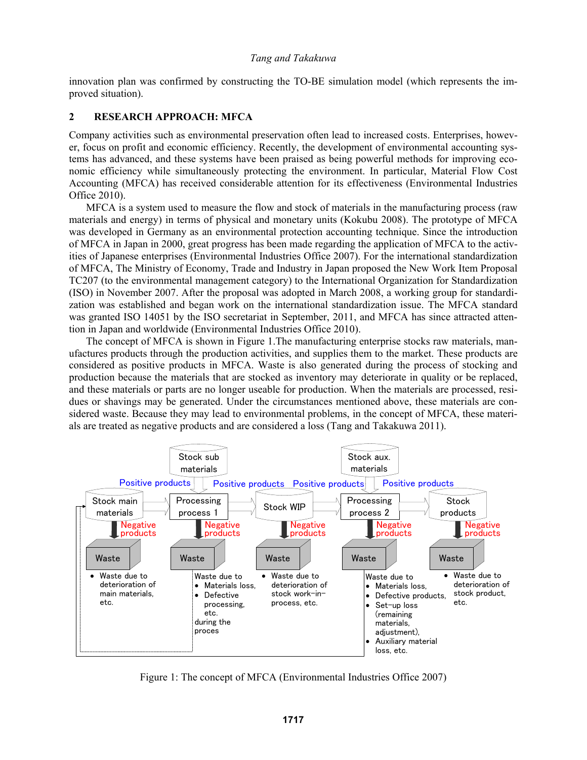innovation plan was confirmed by constructing the TO-BE simulation model (which represents the improved situation).

## 2 RESEARCH APPROACH: MFCA

Company activities such as environmental preservation often lead to increased costs. Enterprises, however, focus on profit and economic efficiency. Recently, the development of environmental accounting systems has advanced, and these systems have been praised as being powerful methods for improving economic efficiency while simultaneously protecting the environment. In particular, Material Flow Cost Accounting (MFCA) has received considerable attention for its effectiveness (Environmental Industries Office 2010).

MFCA is a system used to measure the flow and stock of materials in the manufacturing process (raw materials and energy) in terms of physical and monetary units (Kokubu 2008). The prototype of MFCA was developed in Germany as an environmental protection accounting technique. Since the introduction of MFCA in Japan in 2000, great progress has been made regarding the application of MFCA to the activities of Japanese enterprises (Environmental Industries Office 2007). For the international standardization of MFCA, The Ministry of Economy, Trade and Industry in Japan proposed the New Work Item Proposal TC207 (to the environmental management category) to the International Organization for Standardization (ISO) in November 2007. After the proposal was adopted in March 2008, a working group for standardization was established and began work on the international standardization issue. The MFCA standard was granted ISO 14051 by the ISO secretariat in September, 2011, and MFCA has since attracted attention in Japan and worldwide (Environmental Industries Office 2010).

The concept of MFCA is shown in Figure 1.The manufacturing enterprise stocks raw materials, manufactures products through the production activities, and supplies them to the market. These products are considered as positive products in MFCA. Waste is also generated during the process of stocking and production because the materials that are stocked as inventory may deteriorate in quality or be replaced, and these materials or parts are no longer useable for production. When the materials are processed, residues or shavings may be generated. Under the circumstances mentioned above, these materials are considered waste. Because they may lead to environmental problems, in the concept of MFCA, these materials are treated as negative products and are considered a loss (Tang and Takakuwa 2011).

Stock sub materials | Stock aux. materials

Positive products | Positive products | Positive products | Positive products

Stock main materials → Processing process 1 → Stock WIP → Processing process 2 → Stock products

Negative products | Negative products | Negative products | Negative products | Negative products

Waste | Waste | Waste | Waste | Waste

- Waste due to deterioration of main materials, etc.

Waste due to
- Materials loss,
- Defective processing, etc.

during the proces

- Waste due to deterioration of stock work–in–process, etc.

Waste due to
- Materials loss,
- Defective products,
- Set–up loss (remaining materials, adjustment),
- Auxiliary material loss, etc.

- Waste due to deterioration of stock product, etc.

Figure 1: The concept of MFCA (Environmental Industries Office 2007)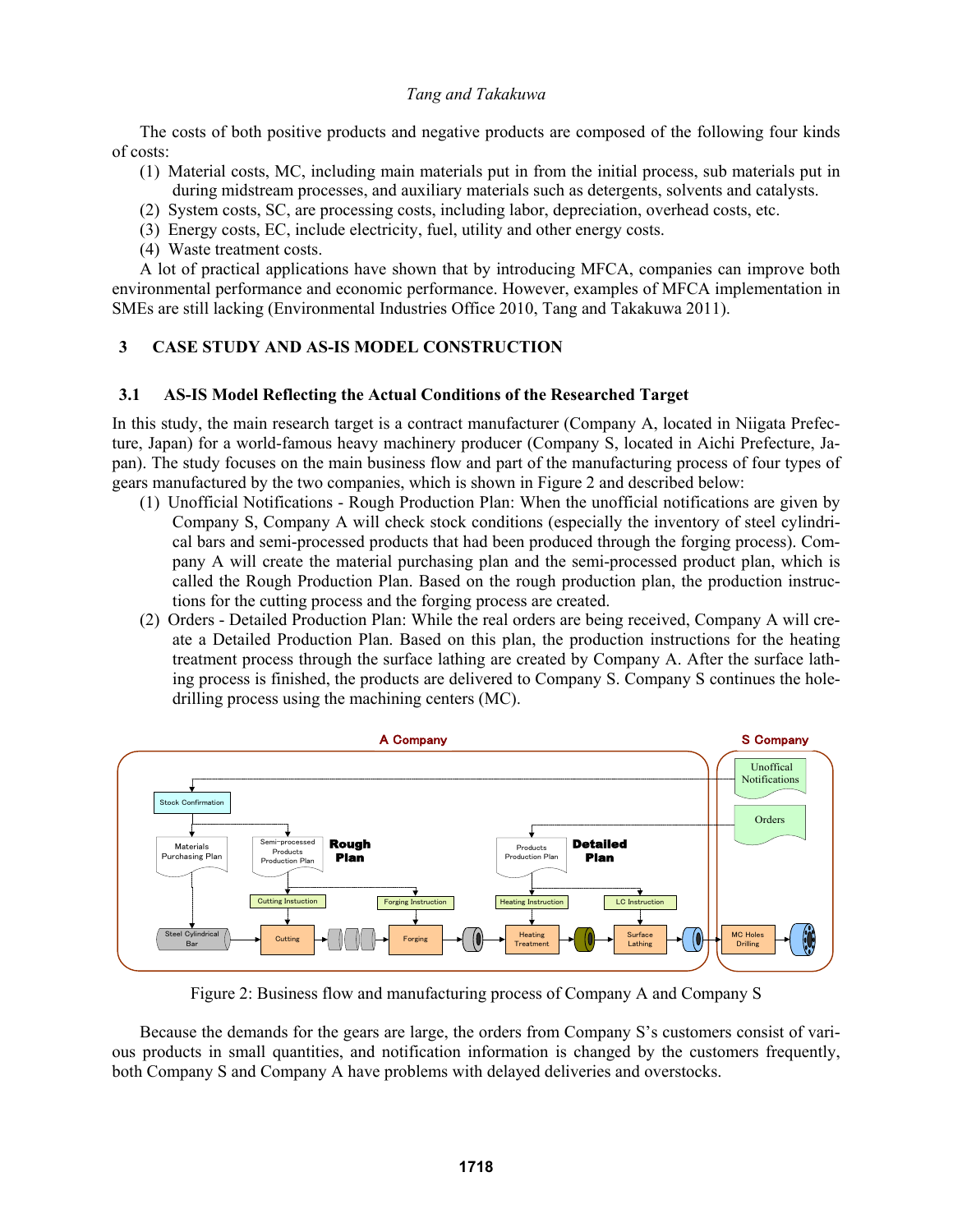The costs of both positive products and negative products are composed of the following four kinds of costs:

1. Material costs, MC, including main materials put in from the initial process, sub materials put in during midstream processes, and auxiliary materials such as detergents, solvents and catalysts.
2. System costs, SC, are processing costs, including labor, depreciation, overhead costs, etc.
3. Energy costs, EC, include electricity, fuel, utility and other energy costs.
4. Waste treatment costs.

A lot of practical applications have shown that by introducing MFCA, companies can improve both environmental performance and economic performance. However, examples of MFCA implementation in SMEs are still lacking (Environmental Industries Office 2010, Tang and Takakuwa 2011).

## 3 CASE STUDY AND AS-IS MODEL CONSTRUCTION

### 3.1 AS-IS Model Reflecting the Actual Conditions of the Researched Target

In this study, the main research target is a contract manufacturer (Company A, located in Niigata Prefecture, Japan) for a world-famous heavy machinery producer (Company S, located in Aichi Prefecture, Japan). The study focuses on the main business flow and part of the manufacturing process of four types of gears manufactured by the two companies, which is shown in Figure 2 and described below:

1. Unofficial Notifications - Rough Production Plan: When the unofficial notifications are given by Company S, Company A will check stock conditions (especially the inventory of steel cylindrical bars and semi-processed products that had been produced through the forging process). Company A will create the material purchasing plan and the semi-processed product plan, which is called the Rough Production Plan. Based on the rough production plan, the production instructions for the cutting process and the forging process are created.
2. Orders - Detailed Production Plan: While the real orders are being received, Company A will create a Detailed Production Plan. Based on this plan, the production instructions for the heating treatment process through the surface lathing are created by Company A. After the surface lathing process is finished, the products are delivered to Company S. Company S continues the hole-drilling process using the machining centers (MC).

Figure 2: Business flow and manufacturing process of Company A and Company S

Because the demands for the gears are large, the orders from Company S's customers consist of various products in small quantities, and notification information is changed by the customers frequently, both Company S and Company A have problems with delayed deliveries and overstocks.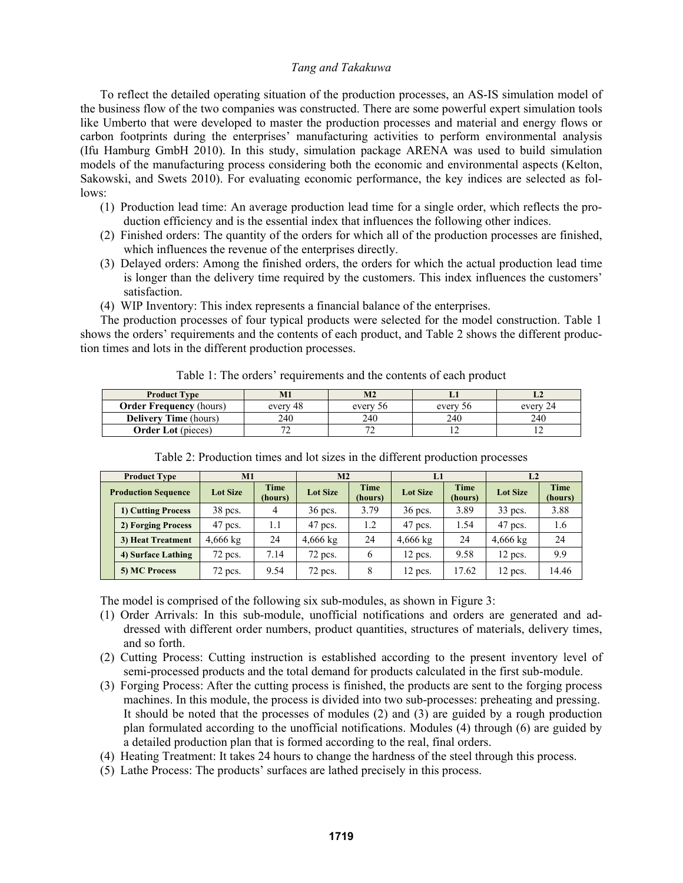To reflect the detailed operating situation of the production processes, an AS-IS simulation model of the business flow of the two companies was constructed. There are some powerful expert simulation tools like Umberto that were developed to master the production processes and material and energy flows or carbon footprints during the enterprises' manufacturing activities to perform environmental analysis (Ifu Hamburg GmbH 2010). In this study, simulation package ARENA was used to build simulation models of the manufacturing process considering both the economic and environmental aspects (Kelton, Sakowski, and Swets 2010). For evaluating economic performance, the key indices are selected as follows:

(1) Production lead time: An average production lead time for a single order, which reflects the production efficiency and is the essential index that influences the following other indices.
(2) Finished orders: The quantity of the orders for which all of the production processes are finished, which influences the revenue of the enterprises directly.
(3) Delayed orders: Among the finished orders, the orders for which the actual production lead time is longer than the delivery time required by the customers. This index influences the customers' satisfaction.
(4) WIP Inventory: This index represents a financial balance of the enterprises.

The production processes of four typical products were selected for the model construction. Table 1 shows the orders' requirements and the contents of each product, and Table 2 shows the different production times and lots in the different production processes.

Table 1: The orders' requirements and the contents of each product

| **Product Type** | **M1** | **M2** | **L1** | **L2** |
|---|---|---|---|---|
| **Order Frequency** (hours) | every 48 | every 56 | every 56 | every 24 |
| **Delivery Time** (hours) | 240 | 240 | 240 | 240 |
| **Order Lot** (pieces) | 72 | 72 | 12 | 12 |

Table 2: Production times and lot sizes in the different production processes

| **Product Type** | **M1** | | **M2** | | **L1** | | **L2** | |
|---|---|---|---|---|---|---|---|---|
| **Production Sequence** | **Lot Size** | **Time (hours)** | **Lot Size** | **Time (hours)** | **Lot Size** | **Time (hours)** | **Lot Size** | **Time (hours)** |
| **1) Cutting Process** | 38 pcs. | 4 | 36 pcs. | 3.79 | 36 pcs. | 3.89 | 33 pcs. | 3.88 |
| **2) Forging Process** | 47 pcs. | 1.1 | 47 pcs. | 1.2 | 47 pcs. | 1.54 | 47 pcs. | 1.6 |
| **3) Heat Treatment** | 4,666 kg | 24 | 4,666 kg | 24 | 4,666 kg | 24 | 4,666 kg | 24 |
| **4) Surface Lathing** | 72 pcs. | 7.14 | 72 pcs. | 6 | 12 pcs. | 9.58 | 12 pcs. | 9.9 |
| **5) MC Process** | 72 pcs. | 9.54 | 72 pcs. | 8 | 12 pcs. | 17.62 | 12 pcs. | 14.46 |

The model is comprised of the following six sub-modules, as shown in Figure 3:

(1) Order Arrivals: In this sub-module, unofficial notifications and orders are generated and addressed with different order numbers, product quantities, structures of materials, delivery times, and so forth.
(2) Cutting Process: Cutting instruction is established according to the present inventory level of semi-processed products and the total demand for products calculated in the first sub-module.
(3) Forging Process: After the cutting process is finished, the products are sent to the forging process machines. In this module, the process is divided into two sub-processes: preheating and pressing. It should be noted that the processes of modules (2) and (3) are guided by a rough production plan formulated according to the unofficial notifications. Modules (4) through (6) are guided by a detailed production plan that is formed according to the real, final orders.
(4) Heating Treatment: It takes 24 hours to change the hardness of the steel through this process.
(5) Lathe Process: The products' surfaces are lathed precisely in this process.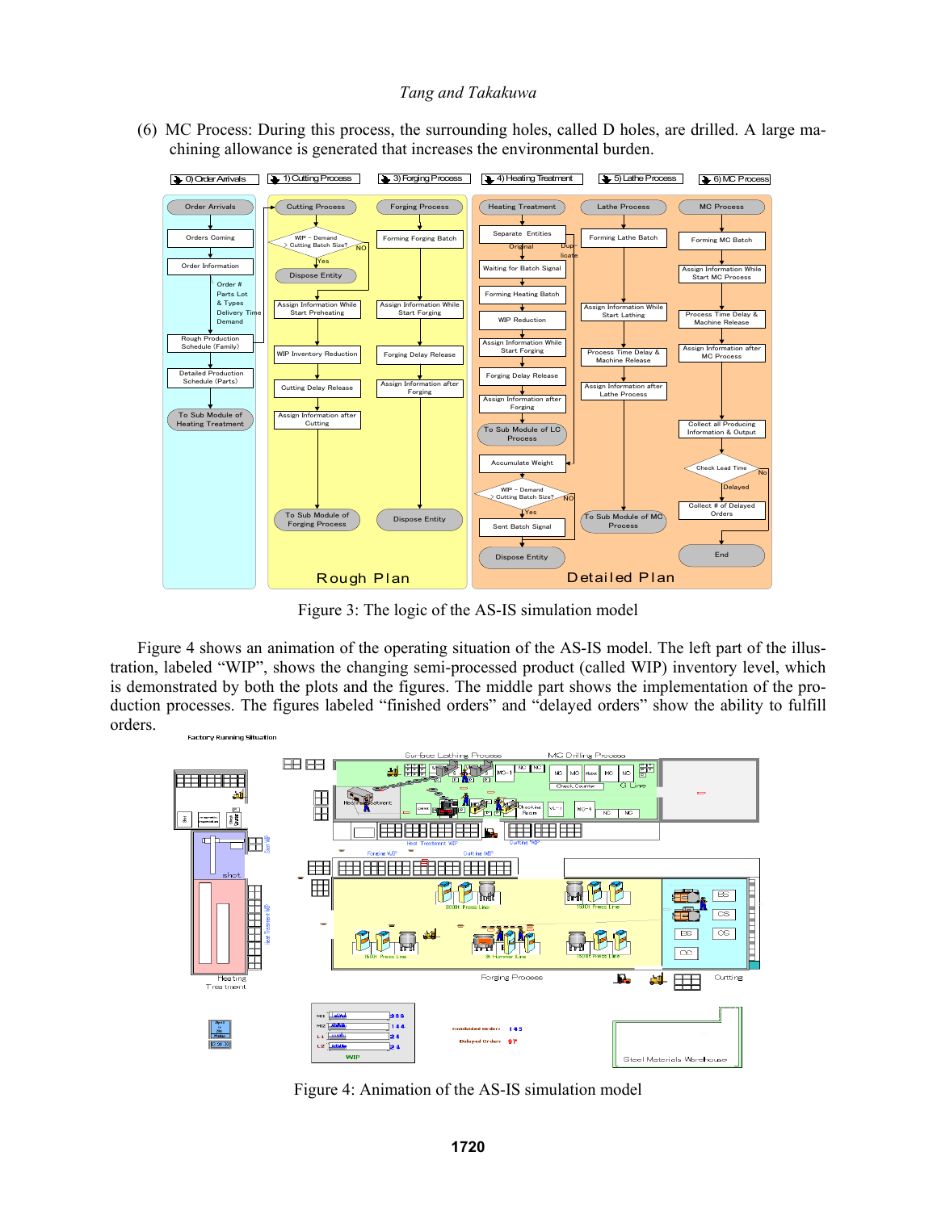(6) MC Process: During this process, the surrounding holes, called D holes, are drilled. A large machining allowance is generated that increases the environmental burden.

Figure 3: The logic of the AS-IS simulation model

Figure 4 shows an animation of the operating situation of the AS-IS model. The left part of the illustration, labeled "WIP", shows the changing semi-processed product (called WIP) inventory level, which is demonstrated by both the plots and the figures. The middle part shows the implementation of the production processes. The figures labeled "finished orders" and "delayed orders" show the ability to fulfill orders.

Figure 4: Animation of the AS-IS simulation model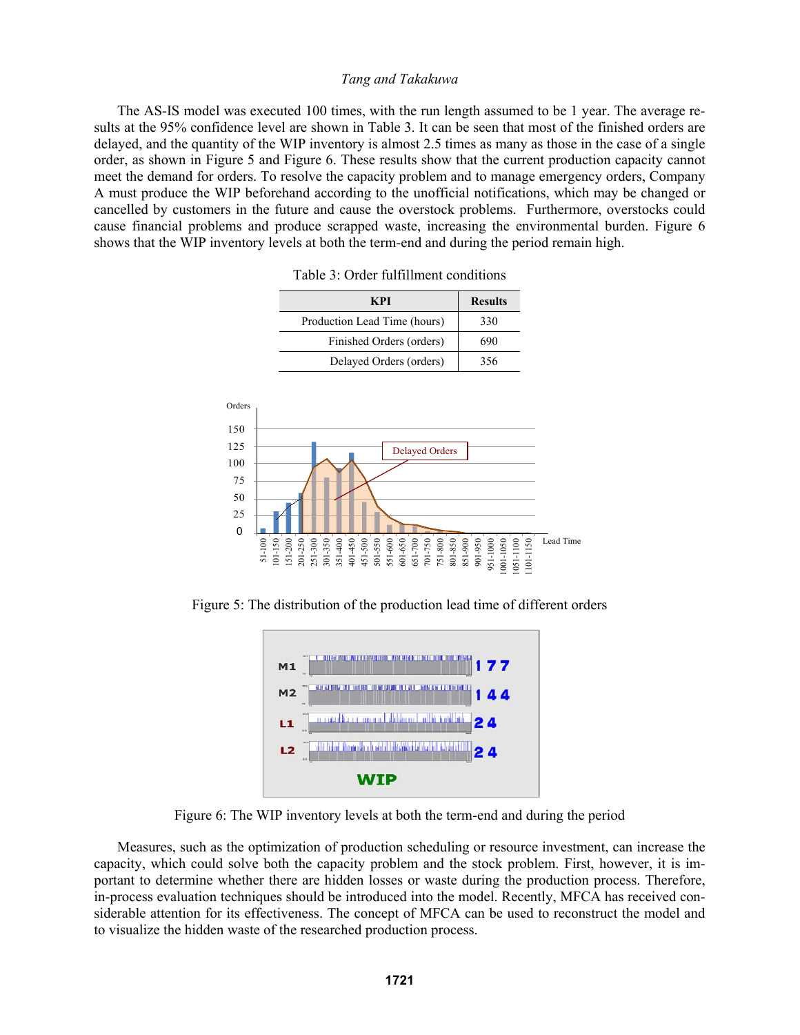The AS-IS model was executed 100 times, with the run length assumed to be 1 year. The average results at the 95% confidence level are shown in Table 3. It can be seen that most of the finished orders are delayed, and the quantity of the WIP inventory is almost 2.5 times as many as those in the case of a single order, as shown in Figure 5 and Figure 6. These results show that the current production capacity cannot meet the demand for orders. To resolve the capacity problem and to manage emergency orders, Company A must produce the WIP beforehand according to the unofficial notifications, which may be changed or cancelled by customers in the future and cause the overstock problems. Furthermore, overstocks could cause financial problems and produce scrapped waste, increasing the environmental burden. Figure 6 shows that the WIP inventory levels at both the term-end and during the period remain high.

Table 3: Order fulfillment conditions

| KPI | Results |
|---|---|
| Production Lead Time (hours) | 330 |
| Finished Orders (orders) | 690 |
| Delayed Orders (orders) | 356 |

Figure 5: The distribution of the production lead time of different orders

Figure 6: The WIP inventory levels at both the term-end and during the period

Measures, such as the optimization of production scheduling or resource investment, can increase the capacity, which could solve both the capacity problem and the stock problem. First, however, it is important to determine whether there are hidden losses or waste during the production process. Therefore, in-process evaluation techniques should be introduced into the model. Recently, MFCA has received considerable attention for its effectiveness. The concept of MFCA can be used to reconstruct the model and to visualize the hidden waste of the researched production process.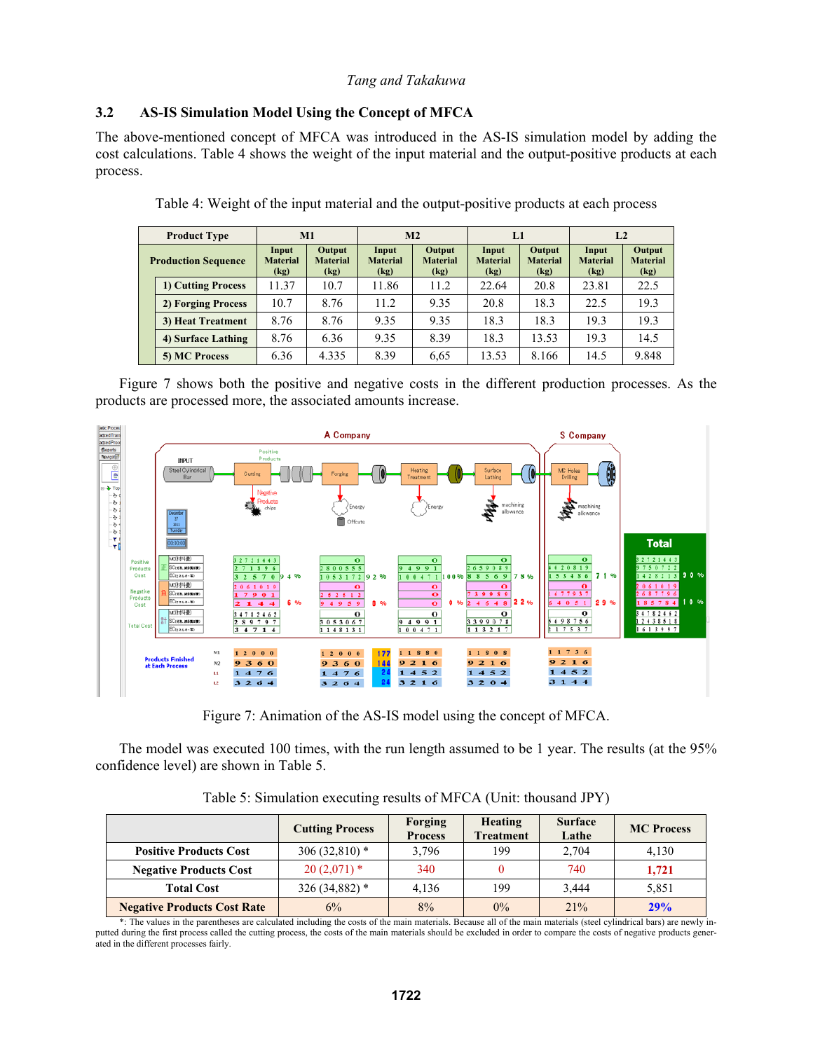### 3.2 AS-IS Simulation Model Using the Concept of MFCA

The above-mentioned concept of MFCA was introduced in the AS-IS simulation model by adding the cost calculations. Table 4 shows the weight of the input material and the output-positive products at each process.

Table 4: Weight of the input material and the output-positive products at each process

| Product Type | M1 | | M2 | | L1 | | L2 | |
|---|---|---|---|---|---|---|---|---|
| Production Sequence | Input Material (kg) | Output Material (kg) | Input Material (kg) | Output Material (kg) | Input Material (kg) | Output Material (kg) | Input Material (kg) | Output Material (kg) |
| 1) Cutting Process | 11.37 | 10.7 | 11.86 | 11.2 | 22.64 | 20.8 | 23.81 | 22.5 |
| 2) Forging Process | 10.7 | 8.76 | 11.2 | 9.35 | 20.8 | 18.3 | 22.5 | 19.3 |
| 3) Heat Treatment | 8.76 | 8.76 | 9.35 | 9.35 | 18.3 | 18.3 | 19.3 | 19.3 |
| 4) Surface Lathing | 8.76 | 6.36 | 9.35 | 8.39 | 18.3 | 13.53 | 19.3 | 14.5 |
| 5) MC Process | 6.36 | 4.335 | 8.39 | 6,65 | 13.53 | 8.166 | 14.5 | 9.848 |

Figure 7 shows both the positive and negative costs in the different production processes. As the products are processed more, the associated amounts increase.

Figure 7: Animation of the AS-IS model using the concept of MFCA.

The model was executed 100 times, with the run length assumed to be 1 year. The results (at the 95% confidence level) are shown in Table 5.

Table 5: Simulation executing results of MFCA (Unit: thousand JPY)

| | Cutting Process | Forging Process | Heating Treatment | Surface Lathe | MC Process |
|---|---|---|---|---|---|
| Positive Products Cost | 306 (32,810) * | 3,796 | 199 | 2,704 | 4,130 |
| Negative Products Cost | 20 (2,071) * | 340 | 0 | 740 | **1,721** |
| Total Cost | 326 (34,882) * | 4,136 | 199 | 3,444 | 5,851 |
| **Negative Products Cost Rate** | 6% | 8% | 0% | 21% | **29%** |

*: The values in the parentheses are calculated including the costs of the main materials. Because all of the main materials (steel cylindrical bars) are newly inputted during the first process called the cutting process, the costs of the main materials should be excluded in order to compare the costs of negative products generated in the different processes fairly.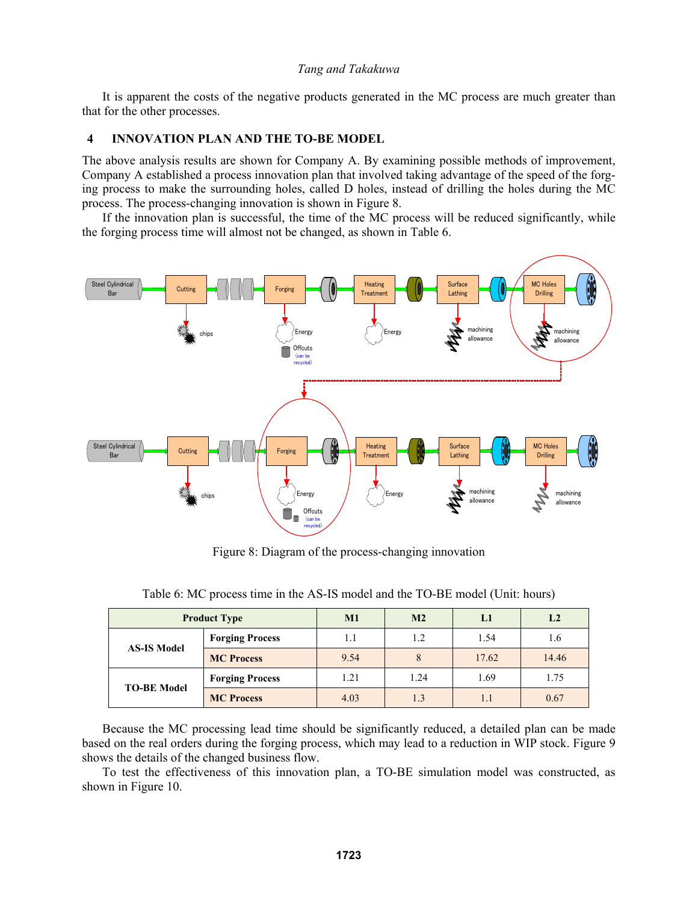It is apparent the costs of the negative products generated in the MC process are much greater than that for the other processes.

## 4 INNOVATION PLAN AND THE TO-BE MODEL

The above analysis results are shown for Company A. By examining possible methods of improvement, Company A established a process innovation plan that involved taking advantage of the speed of the forging process to make the surrounding holes, called D holes, instead of drilling the holes during the MC process. The process-changing innovation is shown in Figure 8.

If the innovation plan is successful, the time of the MC process will be reduced significantly, while the forging process time will almost not be changed, as shown in Table 6.

Figure 8: Diagram of the process-changing innovation

Table 6: MC process time in the AS-IS model and the TO-BE model (Unit: hours)

| Product Type | | M1 | M2 | L1 | L2 |
|---|---|---|---|---|---|
| AS-IS Model | Forging Process | 1.1 | 1.2 | 1.54 | 1.6 |
| | MC Process | 9.54 | 8 | 17.62 | 14.46 |
| TO-BE Model | Forging Process | 1.21 | 1.24 | 1.69 | 1.75 |
| | MC Process | 4.03 | 1.3 | 1.1 | 0.67 |

Because the MC processing lead time should be significantly reduced, a detailed plan can be made based on the real orders during the forging process, which may lead to a reduction in WIP stock. Figure 9 shows the details of the changed business flow.

To test the effectiveness of this innovation plan, a TO-BE simulation model was constructed, as shown in Figure 10.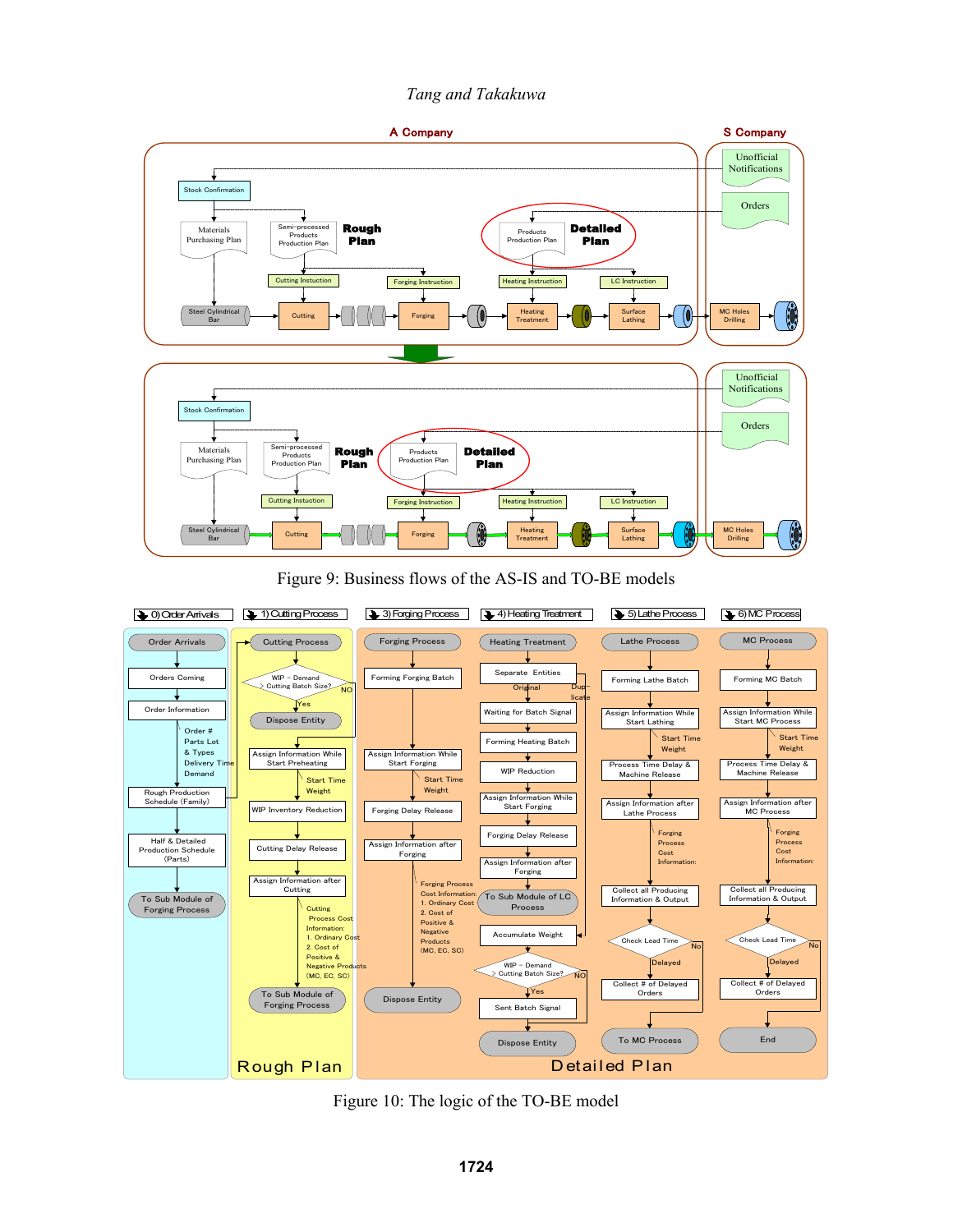Figure 9: Business flows of the AS-IS and TO-BE models

Figure 10: The logic of the TO-BE model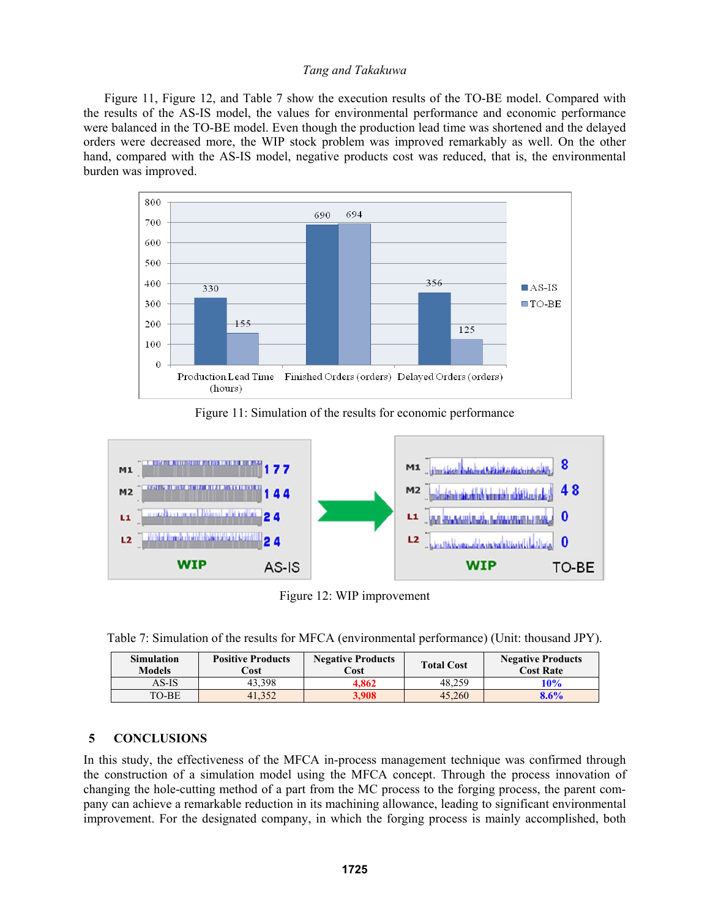Figure 11, Figure 12, and Table 7 show the execution results of the TO-BE model. Compared with the results of the AS-IS model, the values for environmental performance and economic performance were balanced in the TO-BE model. Even though the production lead time was shortened and the delayed orders were decreased more, the WIP stock problem was improved remarkably as well. On the other hand, compared with the AS-IS model, negative products cost was reduced, that is, the environmental burden was improved.

Figure 11: Simulation of the results for economic performance

Figure 12: WIP improvement

Table 7: Simulation of the results for MFCA (environmental performance) (Unit: thousand JPY).

| Simulation Models | Positive Products Cost | Negative Products Cost | Total Cost | Negative Products Cost Rate |
|---|---|---|---|---|
| AS-IS | 43,398 | 4,862 | 48,259 | 10% |
| TO-BE | 41,352 | 3,908 | 45,260 | 8.6% |

## 5 CONCLUSIONS

In this study, the effectiveness of the MFCA in-process management technique was confirmed through the construction of a simulation model using the MFCA concept. Through the process innovation of changing the hole-cutting method of a part from the MC process to the forging process, the parent company can achieve a remarkable reduction in its machining allowance, leading to significant environmental improvement. For the designated company, in which the forging process is mainly accomplished, both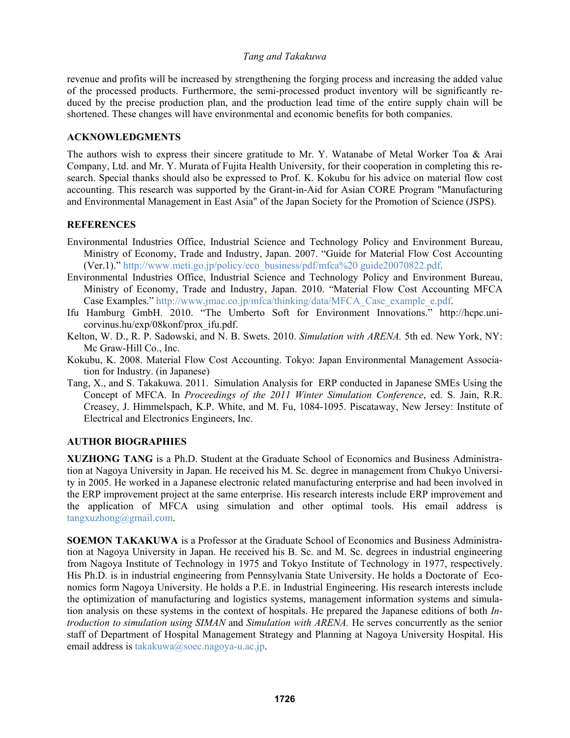revenue and profits will be increased by strengthening the forging process and increasing the added value of the processed products. Furthermore, the semi-processed product inventory will be significantly reduced by the precise production plan, and the production lead time of the entire supply chain will be shortened. These changes will have environmental and economic benefits for both companies.

## ACKNOWLEDGMENTS

The authors wish to express their sincere gratitude to Mr. Y. Watanabe of Metal Worker Toa & Arai Company, Ltd. and Mr. Y. Murata of Fujita Health University, for their cooperation in completing this research. Special thanks should also be expressed to Prof. K. Kokubu for his advice on material flow cost accounting. This research was supported by the Grant-in-Aid for Asian CORE Program "Manufacturing and Environmental Management in East Asia" of the Japan Society for the Promotion of Science (JSPS).

## REFERENCES

Environmental Industries Office, Industrial Science and Technology Policy and Environment Bureau, Ministry of Economy, Trade and Industry, Japan. 2007. "Guide for Material Flow Cost Accounting (Ver.1)." http://www.meti.go.jp/policy/eco_business/pdf/mfca%20 guide20070822.pdf.

Environmental Industries Office, Industrial Science and Technology Policy and Environment Bureau, Ministry of Economy, Trade and Industry, Japan. 2010. "Material Flow Cost Accounting MFCA Case Examples." http://www.jmac.co.jp/mfca/thinking/data/MFCA_Case_example_e.pdf.

Ifu Hamburg GmbH. 2010. "The Umberto Soft for Environment Innovations." http://hcpc.uni-corvinus.hu/exp/08konf/prox_ifu.pdf.

Kelton, W. D., R. P. Sadowski, and N. B. Swets. 2010. *Simulation with ARENA.* 5th ed. New York, NY: Mc Graw-Hill Co., Inc.

Kokubu, K. 2008. Material Flow Cost Accounting. Tokyo: Japan Environmental Management Association for Industry. (in Japanese)

Tang, X., and S. Takakuwa. 2011. Simulation Analysis for ERP conducted in Japanese SMEs Using the Concept of MFCA. In *Proceedings of the 2011 Winter Simulation Conference*, ed. S. Jain, R.R. Creasey, J. Himmelspach, K.P. White, and M. Fu, 1084-1095. Piscataway, New Jersey: Institute of Electrical and Electronics Engineers, Inc.

## AUTHOR BIOGRAPHIES

**XUZHONG TANG** is a Ph.D. Student at the Graduate School of Economics and Business Administration at Nagoya University in Japan. He received his M. Sc. degree in management from Chukyo University in 2005. He worked in a Japanese electronic related manufacturing enterprise and had been involved in the ERP improvement project at the same enterprise. His research interests include ERP improvement and the application of MFCA using simulation and other optimal tools. His email address is tangxuzhong@gmail.com.

**SOEMON TAKAKUWA** is a Professor at the Graduate School of Economics and Business Administration at Nagoya University in Japan. He received his B. Sc. and M. Sc. degrees in industrial engineering from Nagoya Institute of Technology in 1975 and Tokyo Institute of Technology in 1977, respectively. His Ph.D. is in industrial engineering from Pennsylvania State University. He holds a Doctorate of Economics form Nagoya University. He holds a P.E. in Industrial Engineering. His research interests include the optimization of manufacturing and logistics systems, management information systems and simulation analysis on these systems in the context of hospitals. He prepared the Japanese editions of both *Introduction to simulation using SIMAN* and *Simulation with ARENA.* He serves concurrently as the senior staff of Department of Hospital Management Strategy and Planning at Nagoya University Hospital. His email address is takakuwa@soec.nagoya-u.ac.jp.